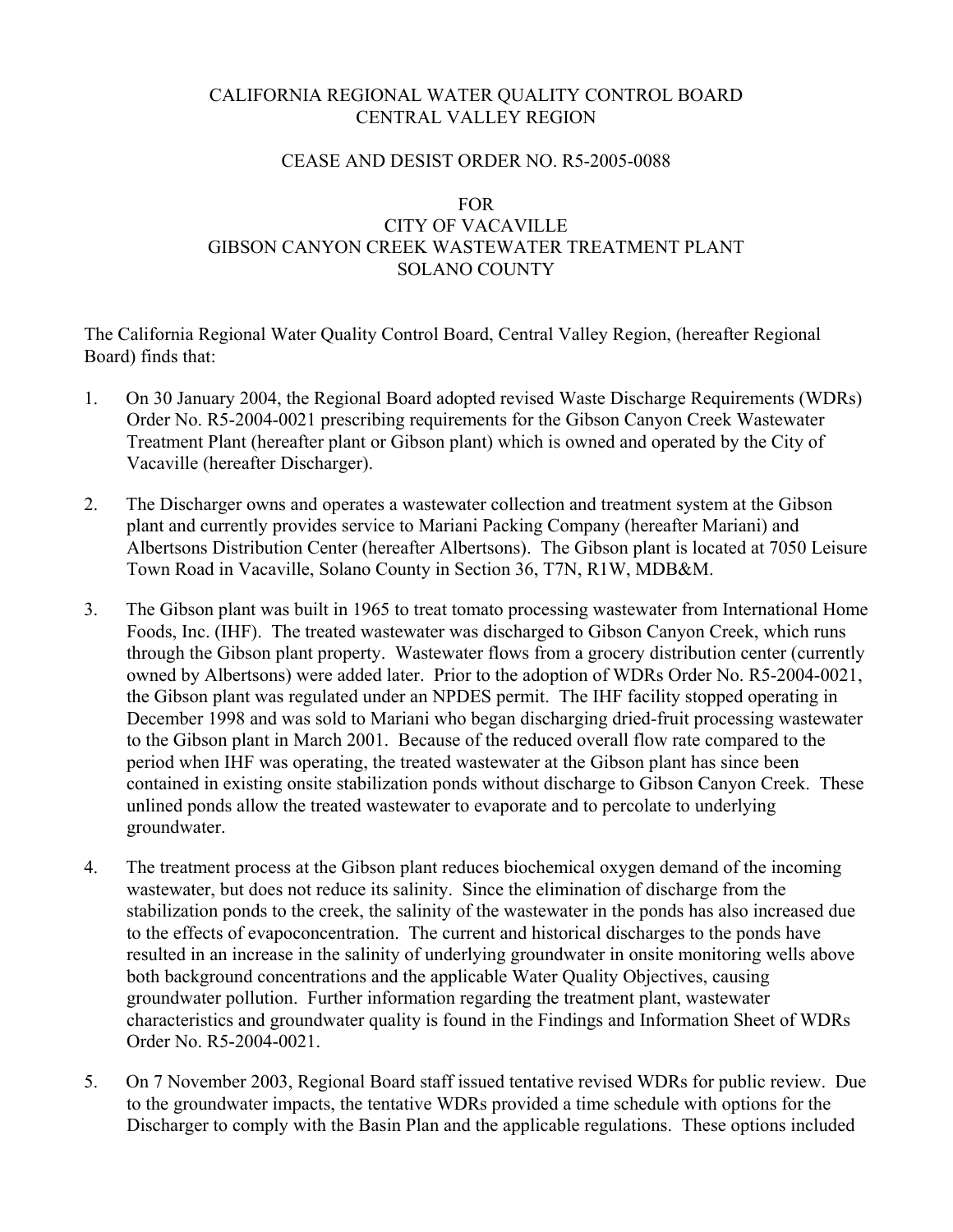# CALIFORNIA REGIONAL WATER QUALITY CONTROL BOARD
# CENTRAL VALLEY REGION

## CEASE AND DESIST ORDER NO. R5-2005-0088

## FOR
## CITY OF VACAVILLE
## GIBSON CANYON CREEK WASTEWATER TREATMENT PLANT
## SOLANO COUNTY

The California Regional Water Quality Control Board, Central Valley Region, (hereafter Regional Board) finds that:

1. On 30 January 2004, the Regional Board adopted revised Waste Discharge Requirements (WDRs) Order No. R5-2004-0021 prescribing requirements for the Gibson Canyon Creek Wastewater Treatment Plant (hereafter plant or Gibson plant) which is owned and operated by the City of Vacaville (hereafter Discharger).

2. The Discharger owns and operates a wastewater collection and treatment system at the Gibson plant and currently provides service to Mariani Packing Company (hereafter Mariani) and Albertsons Distribution Center (hereafter Albertsons). The Gibson plant is located at 7050 Leisure Town Road in Vacaville, Solano County in Section 36, T7N, R1W, MDB&M.

3. The Gibson plant was built in 1965 to treat tomato processing wastewater from International Home Foods, Inc. (IHF). The treated wastewater was discharged to Gibson Canyon Creek, which runs through the Gibson plant property. Wastewater flows from a grocery distribution center (currently owned by Albertsons) were added later. Prior to the adoption of WDRs Order No. R5-2004-0021, the Gibson plant was regulated under an NPDES permit. The IHF facility stopped operating in December 1998 and was sold to Mariani who began discharging dried-fruit processing wastewater to the Gibson plant in March 2001. Because of the reduced overall flow rate compared to the period when IHF was operating, the treated wastewater at the Gibson plant has since been contained in existing onsite stabilization ponds without discharge to Gibson Canyon Creek. These unlined ponds allow the treated wastewater to evaporate and to percolate to underlying groundwater.

4. The treatment process at the Gibson plant reduces biochemical oxygen demand of the incoming wastewater, but does not reduce its salinity. Since the elimination of discharge from the stabilization ponds to the creek, the salinity of the wastewater in the ponds has also increased due to the effects of evapoconcentration. The current and historical discharges to the ponds have resulted in an increase in the salinity of underlying groundwater in onsite monitoring wells above both background concentrations and the applicable Water Quality Objectives, causing groundwater pollution. Further information regarding the treatment plant, wastewater characteristics and groundwater quality is found in the Findings and Information Sheet of WDRs Order No. R5-2004-0021.

5. On 7 November 2003, Regional Board staff issued tentative revised WDRs for public review. Due to the groundwater impacts, the tentative WDRs provided a time schedule with options for the Discharger to comply with the Basin Plan and the applicable regulations. These options included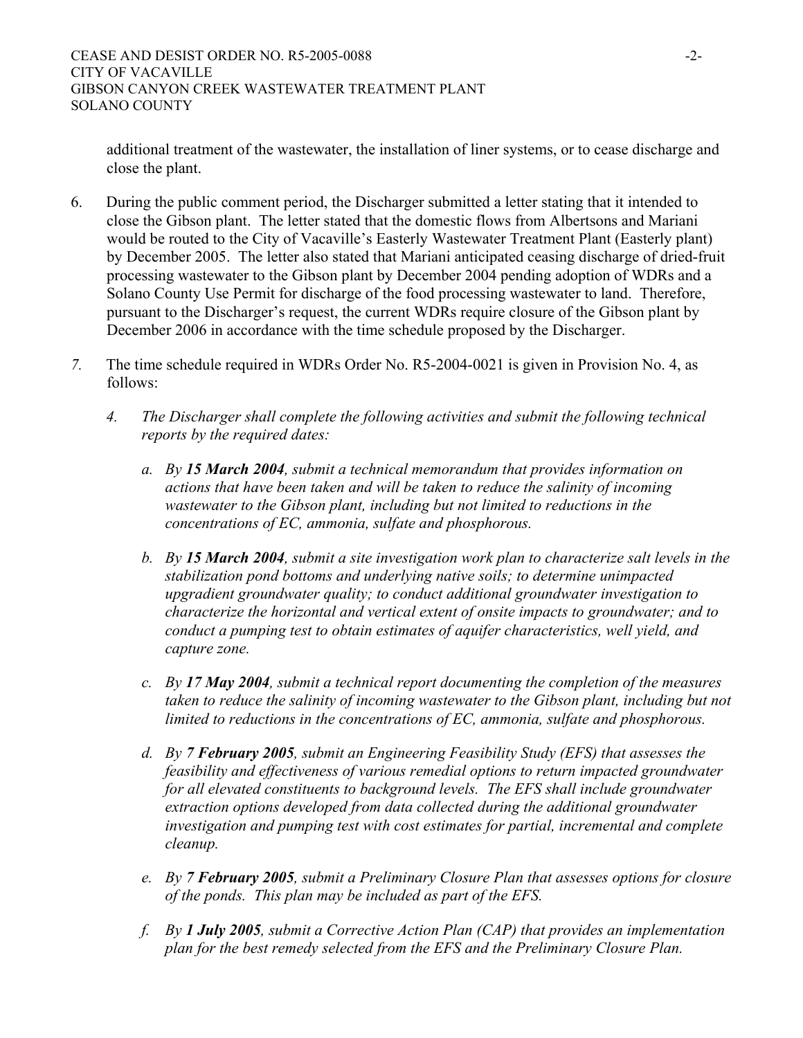additional treatment of the wastewater, the installation of liner systems, or to cease discharge and close the plant.

6. During the public comment period, the Discharger submitted a letter stating that it intended to close the Gibson plant. The letter stated that the domestic flows from Albertsons and Mariani would be routed to the City of Vacaville's Easterly Wastewater Treatment Plant (Easterly plant) by December 2005. The letter also stated that Mariani anticipated ceasing discharge of dried-fruit processing wastewater to the Gibson plant by December 2004 pending adoption of WDRs and a Solano County Use Permit for discharge of the food processing wastewater to land. Therefore, pursuant to the Discharger's request, the current WDRs require closure of the Gibson plant by December 2006 in accordance with the time schedule proposed by the Discharger.

7. The time schedule required in WDRs Order No. R5-2004-0021 is given in Provision No. 4, as follows:

   *4. The Discharger shall complete the following activities and submit the following technical reports by the required dates:*

   *a. By **15 March 2004**, submit a technical memorandum that provides information on actions that have been taken and will be taken to reduce the salinity of incoming wastewater to the Gibson plant, including but not limited to reductions in the concentrations of EC, ammonia, sulfate and phosphorous.*

   *b. By **15 March 2004**, submit a site investigation work plan to characterize salt levels in the stabilization pond bottoms and underlying native soils; to determine unimpacted upgradient groundwater quality; to conduct additional groundwater investigation to characterize the horizontal and vertical extent of onsite impacts to groundwater; and to conduct a pumping test to obtain estimates of aquifer characteristics, well yield, and capture zone.*

   *c. By **17 May 2004**, submit a technical report documenting the completion of the measures taken to reduce the salinity of incoming wastewater to the Gibson plant, including but not limited to reductions in the concentrations of EC, ammonia, sulfate and phosphorous.*

   *d. By **7 February 2005**, submit an Engineering Feasibility Study (EFS) that assesses the feasibility and effectiveness of various remedial options to return impacted groundwater for all elevated constituents to background levels. The EFS shall include groundwater extraction options developed from data collected during the additional groundwater investigation and pumping test with cost estimates for partial, incremental and complete cleanup.*

   *e. By **7 February 2005**, submit a Preliminary Closure Plan that assesses options for closure of the ponds. This plan may be included as part of the EFS.*

   *f. By **1 July 2005**, submit a Corrective Action Plan (CAP) that provides an implementation plan for the best remedy selected from the EFS and the Preliminary Closure Plan.*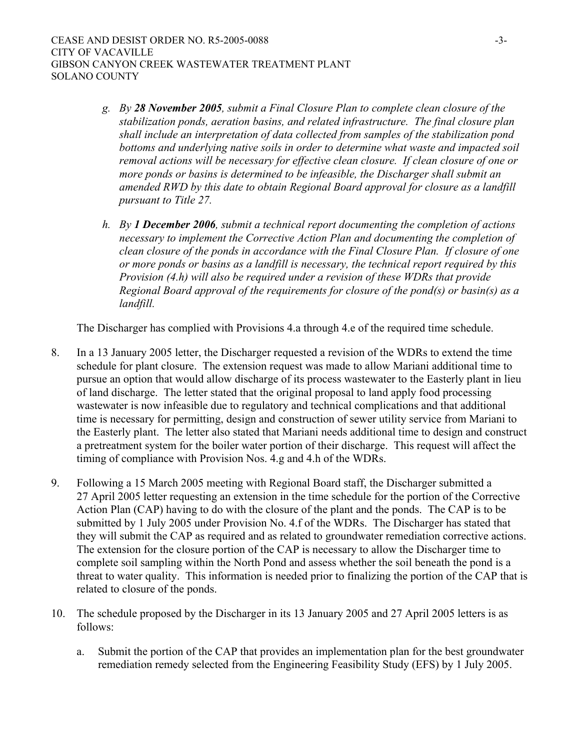*g. By **28 November 2005**, submit a Final Closure Plan to complete clean closure of the stabilization ponds, aeration basins, and related infrastructure. The final closure plan shall include an interpretation of data collected from samples of the stabilization pond bottoms and underlying native soils in order to determine what waste and impacted soil removal actions will be necessary for effective clean closure. If clean closure of one or more ponds or basins is determined to be infeasible, the Discharger shall submit an amended RWD by this date to obtain Regional Board approval for closure as a landfill pursuant to Title 27.*

*h. By **1 December 2006**, submit a technical report documenting the completion of actions necessary to implement the Corrective Action Plan and documenting the completion of clean closure of the ponds in accordance with the Final Closure Plan. If closure of one or more ponds or basins as a landfill is necessary, the technical report required by this Provision (4.h) will also be required under a revision of these WDRs that provide Regional Board approval of the requirements for closure of the pond(s) or basin(s) as a landfill.*

The Discharger has complied with Provisions 4.a through 4.e of the required time schedule.

8. In a 13 January 2005 letter, the Discharger requested a revision of the WDRs to extend the time schedule for plant closure. The extension request was made to allow Mariani additional time to pursue an option that would allow discharge of its process wastewater to the Easterly plant in lieu of land discharge. The letter stated that the original proposal to land apply food processing wastewater is now infeasible due to regulatory and technical complications and that additional time is necessary for permitting, design and construction of sewer utility service from Mariani to the Easterly plant. The letter also stated that Mariani needs additional time to design and construct a pretreatment system for the boiler water portion of their discharge. This request will affect the timing of compliance with Provision Nos. 4.g and 4.h of the WDRs.

9. Following a 15 March 2005 meeting with Regional Board staff, the Discharger submitted a 27 April 2005 letter requesting an extension in the time schedule for the portion of the Corrective Action Plan (CAP) having to do with the closure of the plant and the ponds. The CAP is to be submitted by 1 July 2005 under Provision No. 4.f of the WDRs. The Discharger has stated that they will submit the CAP as required and as related to groundwater remediation corrective actions. The extension for the closure portion of the CAP is necessary to allow the Discharger time to complete soil sampling within the North Pond and assess whether the soil beneath the pond is a threat to water quality. This information is needed prior to finalizing the portion of the CAP that is related to closure of the ponds.

10. The schedule proposed by the Discharger in its 13 January 2005 and 27 April 2005 letters is as follows:

    a. Submit the portion of the CAP that provides an implementation plan for the best groundwater remediation remedy selected from the Engineering Feasibility Study (EFS) by 1 July 2005.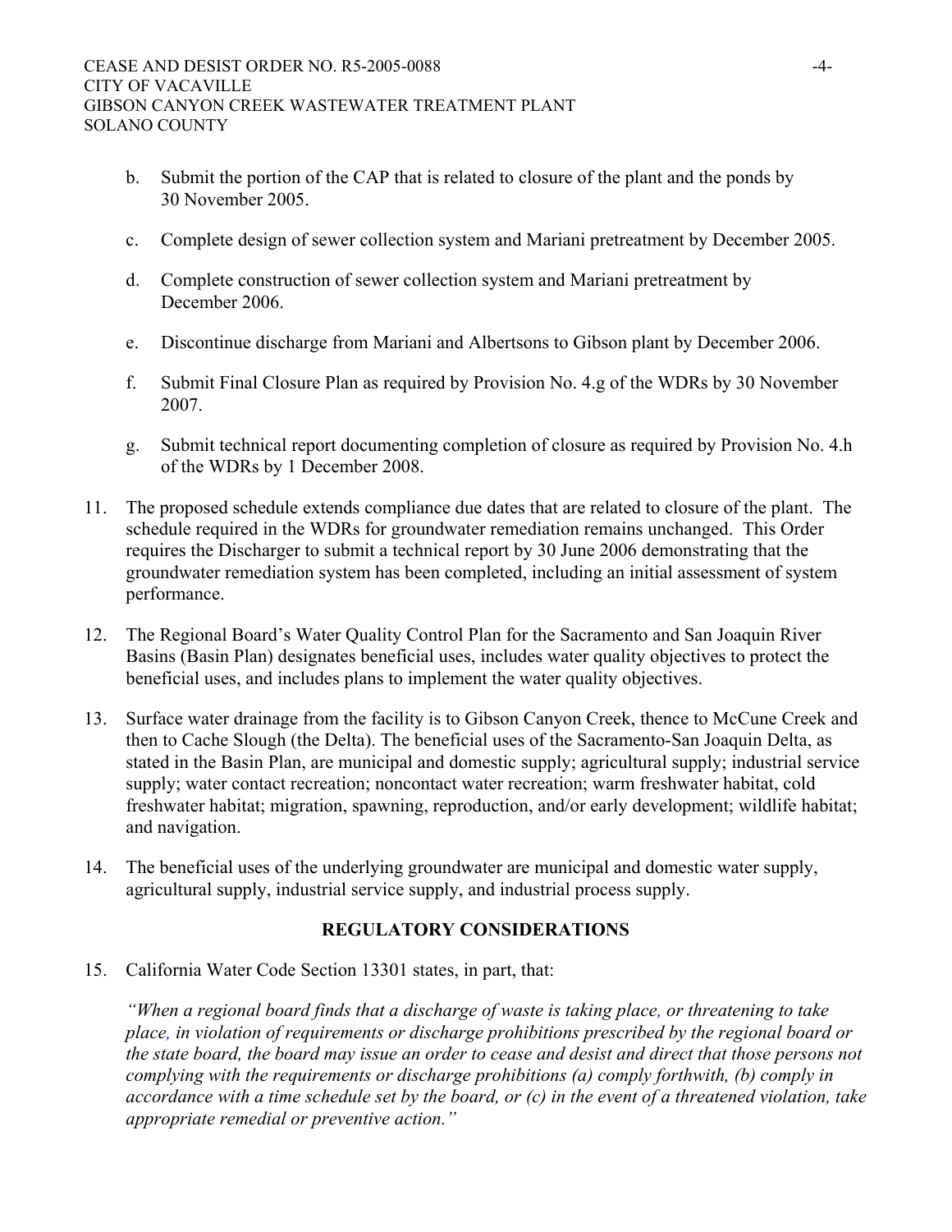b. Submit the portion of the CAP that is related to closure of the plant and the ponds by 30 November 2005.

c. Complete design of sewer collection system and Mariani pretreatment by December 2005.

d. Complete construction of sewer collection system and Mariani pretreatment by December 2006.

e. Discontinue discharge from Mariani and Albertsons to Gibson plant by December 2006.

f. Submit Final Closure Plan as required by Provision No. 4.g of the WDRs by 30 November 2007.

g. Submit technical report documenting completion of closure as required by Provision No. 4.h of the WDRs by 1 December 2008.

11. The proposed schedule extends compliance due dates that are related to closure of the plant. The schedule required in the WDRs for groundwater remediation remains unchanged. This Order requires the Discharger to submit a technical report by 30 June 2006 demonstrating that the groundwater remediation system has been completed, including an initial assessment of system performance.

12. The Regional Board's Water Quality Control Plan for the Sacramento and San Joaquin River Basins (Basin Plan) designates beneficial uses, includes water quality objectives to protect the beneficial uses, and includes plans to implement the water quality objectives.

13. Surface water drainage from the facility is to Gibson Canyon Creek, thence to McCune Creek and then to Cache Slough (the Delta). The beneficial uses of the Sacramento-San Joaquin Delta, as stated in the Basin Plan, are municipal and domestic supply; agricultural supply; industrial service supply; water contact recreation; noncontact water recreation; warm freshwater habitat, cold freshwater habitat; migration, spawning, reproduction, and/or early development; wildlife habitat; and navigation.

14. The beneficial uses of the underlying groundwater are municipal and domestic water supply, agricultural supply, industrial service supply, and industrial process supply.

## REGULATORY CONSIDERATIONS

15. California Water Code Section 13301 states, in part, that:

*"When a regional board finds that a discharge of waste is taking place, or threatening to take place, in violation of requirements or discharge prohibitions prescribed by the regional board or the state board, the board may issue an order to cease and desist and direct that those persons not complying with the requirements or discharge prohibitions (a) comply forthwith, (b) comply in accordance with a time schedule set by the board, or (c) in the event of a threatened violation, take appropriate remedial or preventive action."*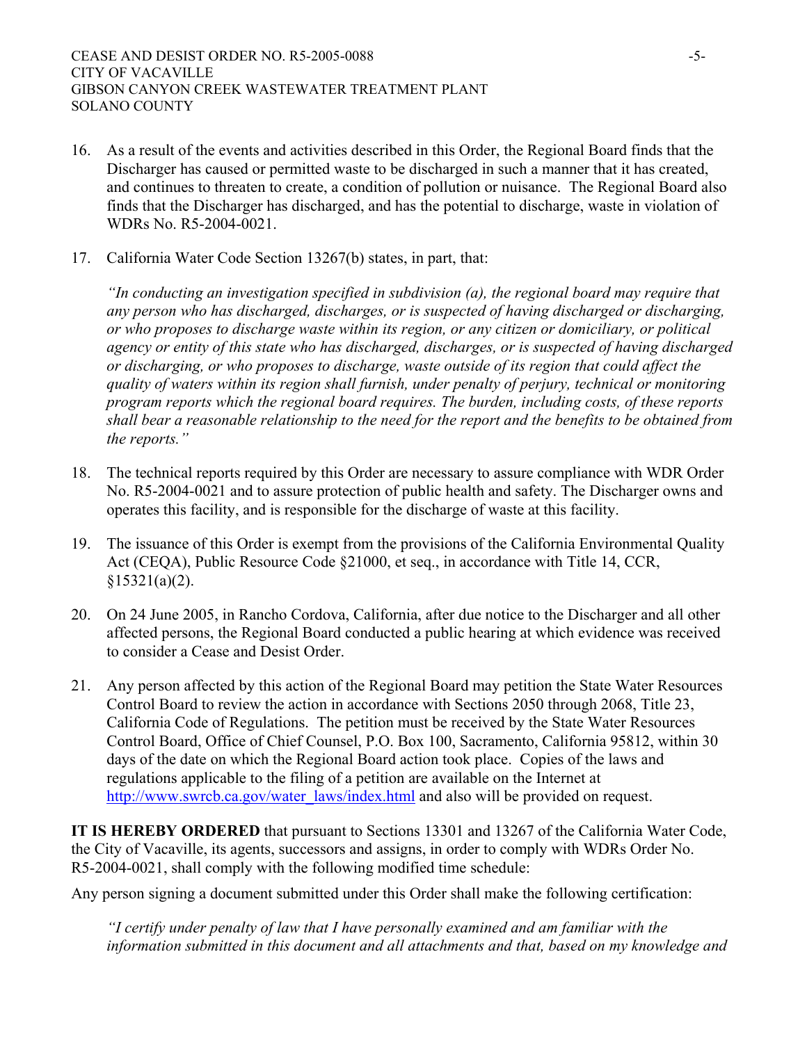16. As a result of the events and activities described in this Order, the Regional Board finds that the Discharger has caused or permitted waste to be discharged in such a manner that it has created, and continues to threaten to create, a condition of pollution or nuisance. The Regional Board also finds that the Discharger has discharged, and has the potential to discharge, waste in violation of WDRs No. R5-2004-0021.

17. California Water Code Section 13267(b) states, in part, that:

    *"In conducting an investigation specified in subdivision (a), the regional board may require that any person who has discharged, discharges, or is suspected of having discharged or discharging, or who proposes to discharge waste within its region, or any citizen or domiciliary, or political agency or entity of this state who has discharged, discharges, or is suspected of having discharged or discharging, or who proposes to discharge, waste outside of its region that could affect the quality of waters within its region shall furnish, under penalty of perjury, technical or monitoring program reports which the regional board requires. The burden, including costs, of these reports shall bear a reasonable relationship to the need for the report and the benefits to be obtained from the reports."*

18. The technical reports required by this Order are necessary to assure compliance with WDR Order No. R5-2004-0021 and to assure protection of public health and safety. The Discharger owns and operates this facility, and is responsible for the discharge of waste at this facility.

19. The issuance of this Order is exempt from the provisions of the California Environmental Quality Act (CEQA), Public Resource Code §21000, et seq., in accordance with Title 14, CCR, §15321(a)(2).

20. On 24 June 2005, in Rancho Cordova, California, after due notice to the Discharger and all other affected persons, the Regional Board conducted a public hearing at which evidence was received to consider a Cease and Desist Order.

21. Any person affected by this action of the Regional Board may petition the State Water Resources Control Board to review the action in accordance with Sections 2050 through 2068, Title 23, California Code of Regulations. The petition must be received by the State Water Resources Control Board, Office of Chief Counsel, P.O. Box 100, Sacramento, California 95812, within 30 days of the date on which the Regional Board action took place. Copies of the laws and regulations applicable to the filing of a petition are available on the Internet at http://www.swrcb.ca.gov/water_laws/index.html and also will be provided on request.

**IT IS HEREBY ORDERED** that pursuant to Sections 13301 and 13267 of the California Water Code, the City of Vacaville, its agents, successors and assigns, in order to comply with WDRs Order No. R5-2004-0021, shall comply with the following modified time schedule:

Any person signing a document submitted under this Order shall make the following certification:

*"I certify under penalty of law that I have personally examined and am familiar with the information submitted in this document and all attachments and that, based on my knowledge and*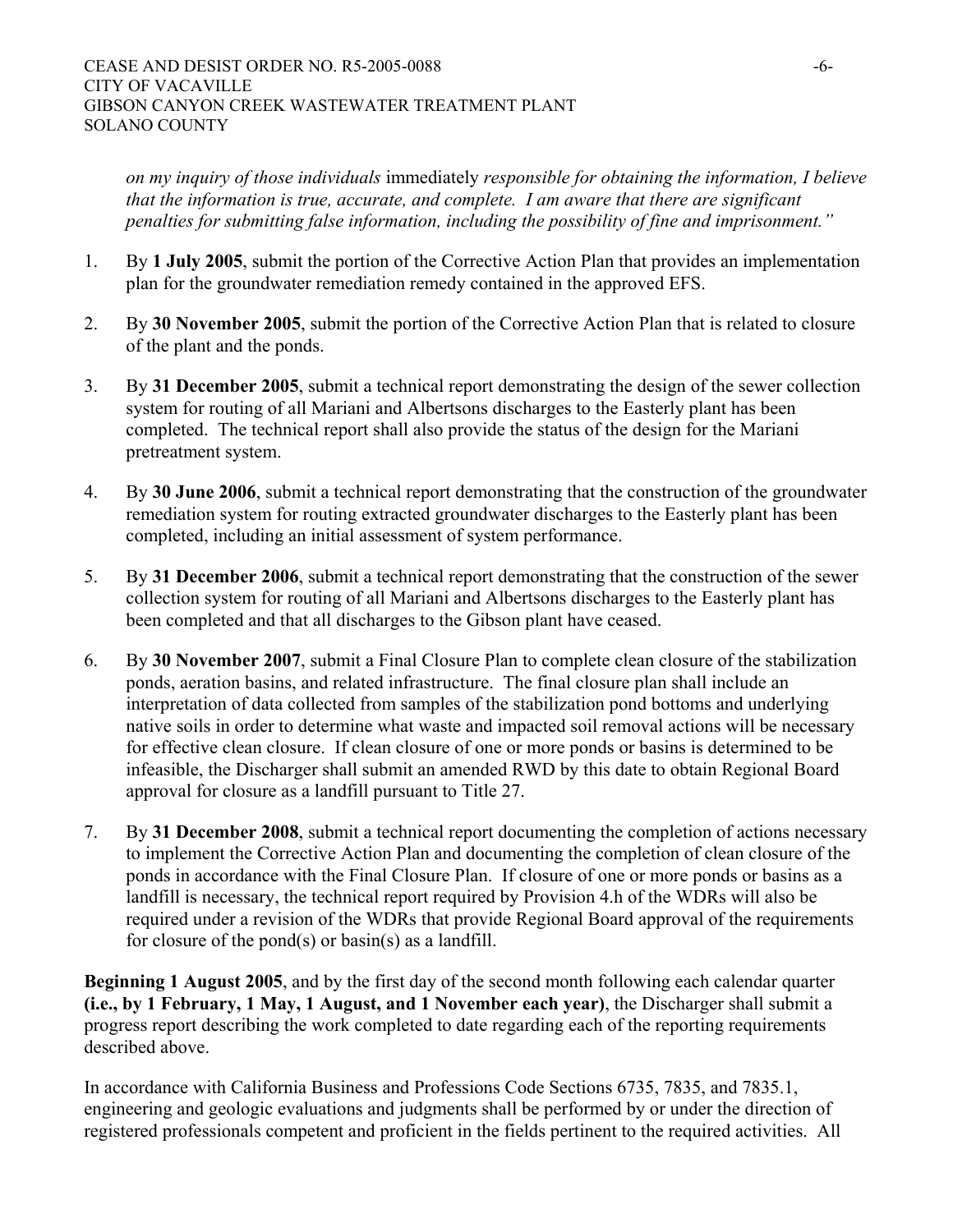*on my inquiry of those individuals* immediately *responsible for obtaining the information, I believe that the information is true, accurate, and complete. I am aware that there are significant penalties for submitting false information, including the possibility of fine and imprisonment."*

1. By **1 July 2005**, submit the portion of the Corrective Action Plan that provides an implementation plan for the groundwater remediation remedy contained in the approved EFS.

2. By **30 November 2005**, submit the portion of the Corrective Action Plan that is related to closure of the plant and the ponds.

3. By **31 December 2005**, submit a technical report demonstrating the design of the sewer collection system for routing of all Mariani and Albertsons discharges to the Easterly plant has been completed. The technical report shall also provide the status of the design for the Mariani pretreatment system.

4. By **30 June 2006**, submit a technical report demonstrating that the construction of the groundwater remediation system for routing extracted groundwater discharges to the Easterly plant has been completed, including an initial assessment of system performance.

5. By **31 December 2006**, submit a technical report demonstrating that the construction of the sewer collection system for routing of all Mariani and Albertsons discharges to the Easterly plant has been completed and that all discharges to the Gibson plant have ceased.

6. By **30 November 2007**, submit a Final Closure Plan to complete clean closure of the stabilization ponds, aeration basins, and related infrastructure. The final closure plan shall include an interpretation of data collected from samples of the stabilization pond bottoms and underlying native soils in order to determine what waste and impacted soil removal actions will be necessary for effective clean closure. If clean closure of one or more ponds or basins is determined to be infeasible, the Discharger shall submit an amended RWD by this date to obtain Regional Board approval for closure as a landfill pursuant to Title 27.

7. By **31 December 2008**, submit a technical report documenting the completion of actions necessary to implement the Corrective Action Plan and documenting the completion of clean closure of the ponds in accordance with the Final Closure Plan. If closure of one or more ponds or basins as a landfill is necessary, the technical report required by Provision 4.h of the WDRs will also be required under a revision of the WDRs that provide Regional Board approval of the requirements for closure of the pond(s) or basin(s) as a landfill.

**Beginning 1 August 2005**, and by the first day of the second month following each calendar quarter **(i.e., by 1 February, 1 May, 1 August, and 1 November each year)**, the Discharger shall submit a progress report describing the work completed to date regarding each of the reporting requirements described above.

In accordance with California Business and Professions Code Sections 6735, 7835, and 7835.1, engineering and geologic evaluations and judgments shall be performed by or under the direction of registered professionals competent and proficient in the fields pertinent to the required activities. All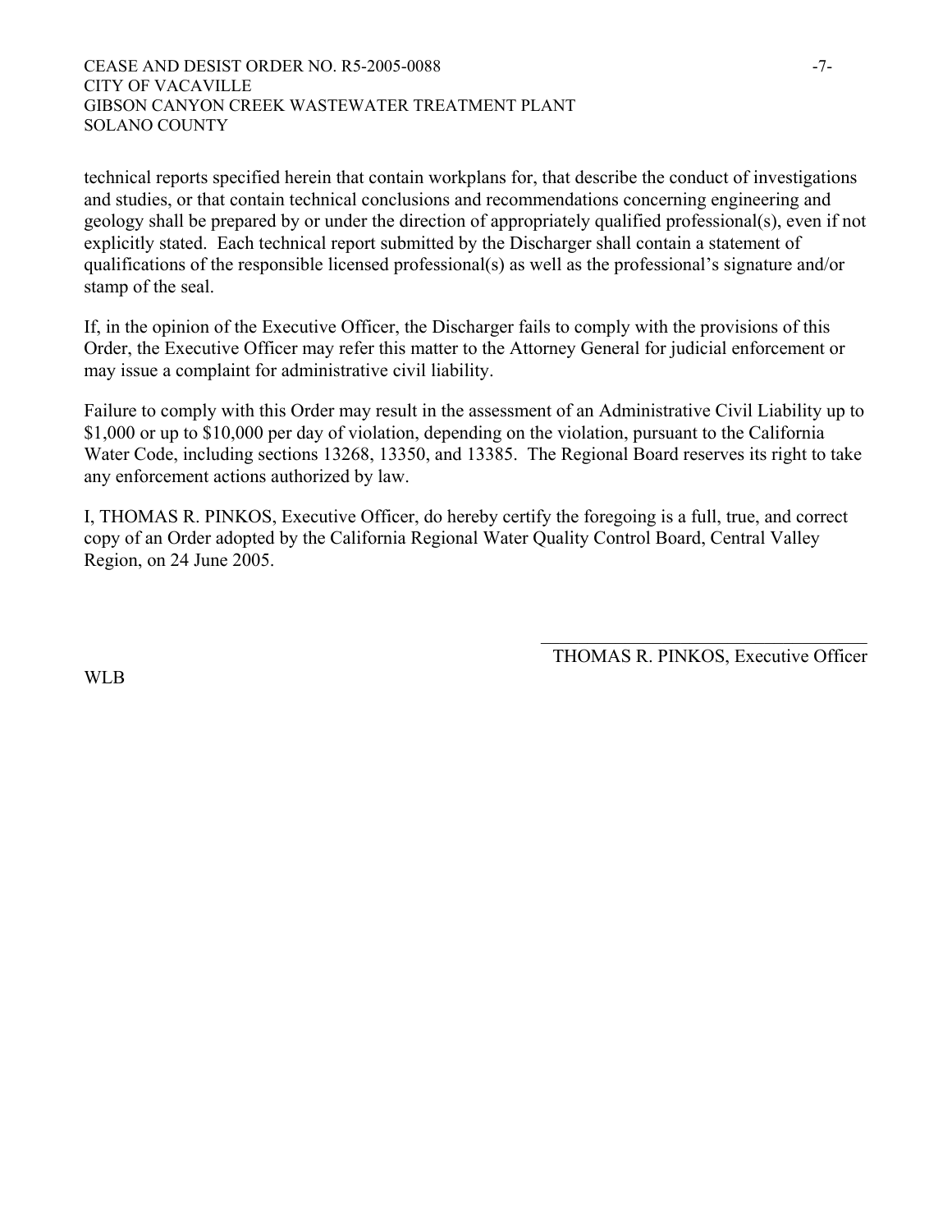technical reports specified herein that contain workplans for, that describe the conduct of investigations and studies, or that contain technical conclusions and recommendations concerning engineering and geology shall be prepared by or under the direction of appropriately qualified professional(s), even if not explicitly stated. Each technical report submitted by the Discharger shall contain a statement of qualifications of the responsible licensed professional(s) as well as the professional's signature and/or stamp of the seal.

If, in the opinion of the Executive Officer, the Discharger fails to comply with the provisions of this Order, the Executive Officer may refer this matter to the Attorney General for judicial enforcement or may issue a complaint for administrative civil liability.

Failure to comply with this Order may result in the assessment of an Administrative Civil Liability up to $1,000 or up to $10,000 per day of violation, depending on the violation, pursuant to the California Water Code, including sections 13268, 13350, and 13385. The Regional Board reserves its right to take any enforcement actions authorized by law.

I, THOMAS R. PINKOS, Executive Officer, do hereby certify the foregoing is a full, true, and correct copy of an Order adopted by the California Regional Water Quality Control Board, Central Valley Region, on 24 June 2005.

\_\_\_\_\_\_\_\_\_\_\_\_\_\_\_\_\_\_\_\_\_\_\_\_\_\_\_\_\_\_\_\_\_\_\_\_

THOMAS R. PINKOS, Executive Officer

WLB